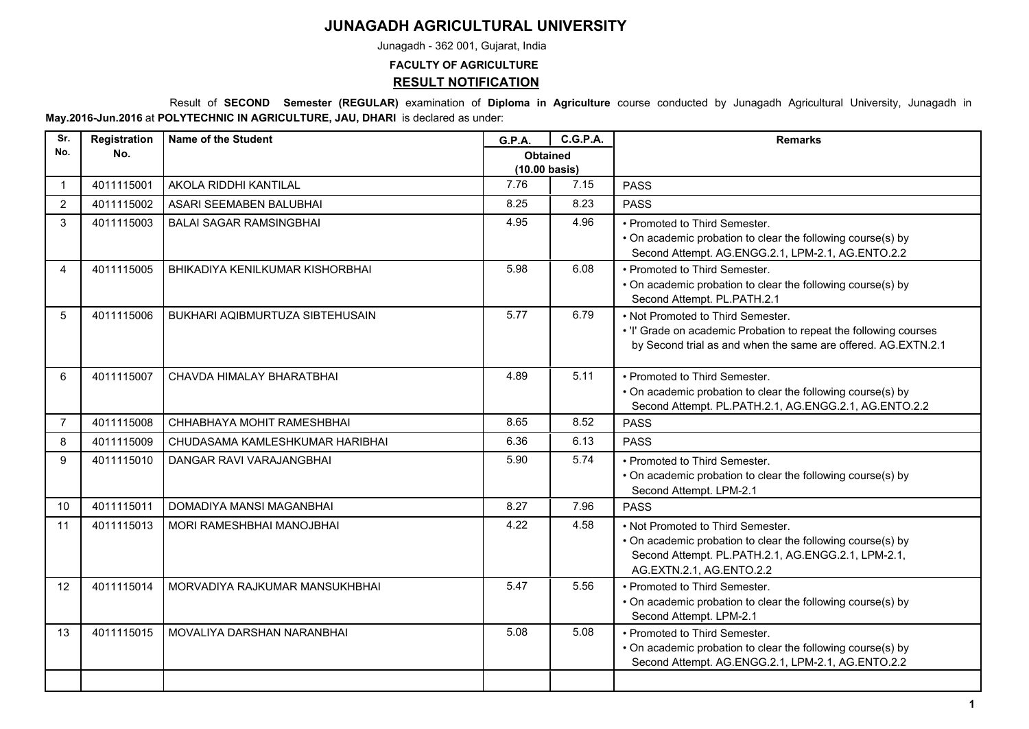# JUNAGADH AGRICULTURAL UNIVERSITY

Junagadh - 362 001, Gujarat, India

**FACULTY OF AGRICULTURE**

## RESULT NOTIFICATION

Result of **SECOND Semester (REGULAR)** examination of **Diploma in Agriculture** course conducted by Junagadh Agricultural University, Junagadh in **May.2016-Jun.2016** at **POLYTECHNIC IN AGRICULTURE, JAU, DHARI** is declared as under:

| Sr. No. | Registration No. | Name of the Student | G.P.A. | C.G.P.A. | Remarks |
|---|---|---|---|---|---|
| | | | Obtained (10.00 basis) | | |
| 1 | 4011115001 | AKOLA RIDDHI KANTILAL | 7.76 | 7.15 | PASS |
| 2 | 4011115002 | ASARI SEEMABEN BALUBHAI | 8.25 | 8.23 | PASS |
| 3 | 4011115003 | BALAI SAGAR RAMSINGBHAI | 4.95 | 4.96 | • Promoted to Third Semester.<br>• On academic probation to clear the following course(s) by Second Attempt. AG.ENGG.2.1, LPM-2.1, AG.ENTO.2.2 |
| 4 | 4011115005 | BHIKADIYA KENILKUMAR KISHORBHAI | 5.98 | 6.08 | • Promoted to Third Semester.<br>• On academic probation to clear the following course(s) by Second Attempt. PL.PATH.2.1 |
| 5 | 4011115006 | BUKHARI AQIBMURTUZA SIBTEHUSAIN | 5.77 | 6.79 | • Not Promoted to Third Semester.<br>• 'I' Grade on academic Probation to repeat the following courses by Second trial as and when the same are offered. AG.EXTN.2.1 |
| 6 | 4011115007 | CHAVDA HIMALAY BHARATBHAI | 4.89 | 5.11 | • Promoted to Third Semester.<br>• On academic probation to clear the following course(s) by Second Attempt. PL.PATH.2.1, AG.ENGG.2.1, AG.ENTO.2.2 |
| 7 | 4011115008 | CHHABHAYA MOHIT RAMESHBHAI | 8.65 | 8.52 | PASS |
| 8 | 4011115009 | CHUDASAMA KAMLESHKUMAR HARIBHAI | 6.36 | 6.13 | PASS |
| 9 | 4011115010 | DANGAR RAVI VARAJANGBHAI | 5.90 | 5.74 | • Promoted to Third Semester.<br>• On academic probation to clear the following course(s) by Second Attempt. LPM-2.1 |
| 10 | 4011115011 | DOMADIYA MANSI MAGANBHAI | 8.27 | 7.96 | PASS |
| 11 | 4011115013 | MORI RAMESHBHAI MANOJBHAI | 4.22 | 4.58 | • Not Promoted to Third Semester.<br>• On academic probation to clear the following course(s) by Second Attempt. PL.PATH.2.1, AG.ENGG.2.1, LPM-2.1, AG.EXTN.2.1, AG.ENTO.2.2 |
| 12 | 4011115014 | MORVADIYA RAJKUMAR MANSUKHBHAI | 5.47 | 5.56 | • Promoted to Third Semester.<br>• On academic probation to clear the following course(s) by Second Attempt. LPM-2.1 |
| 13 | 4011115015 | MOVALIYA DARSHAN NARANBHAI | 5.08 | 5.08 | • Promoted to Third Semester.<br>• On academic probation to clear the following course(s) by Second Attempt. AG.ENGG.2.1, LPM-2.1, AG.ENTO.2.2 |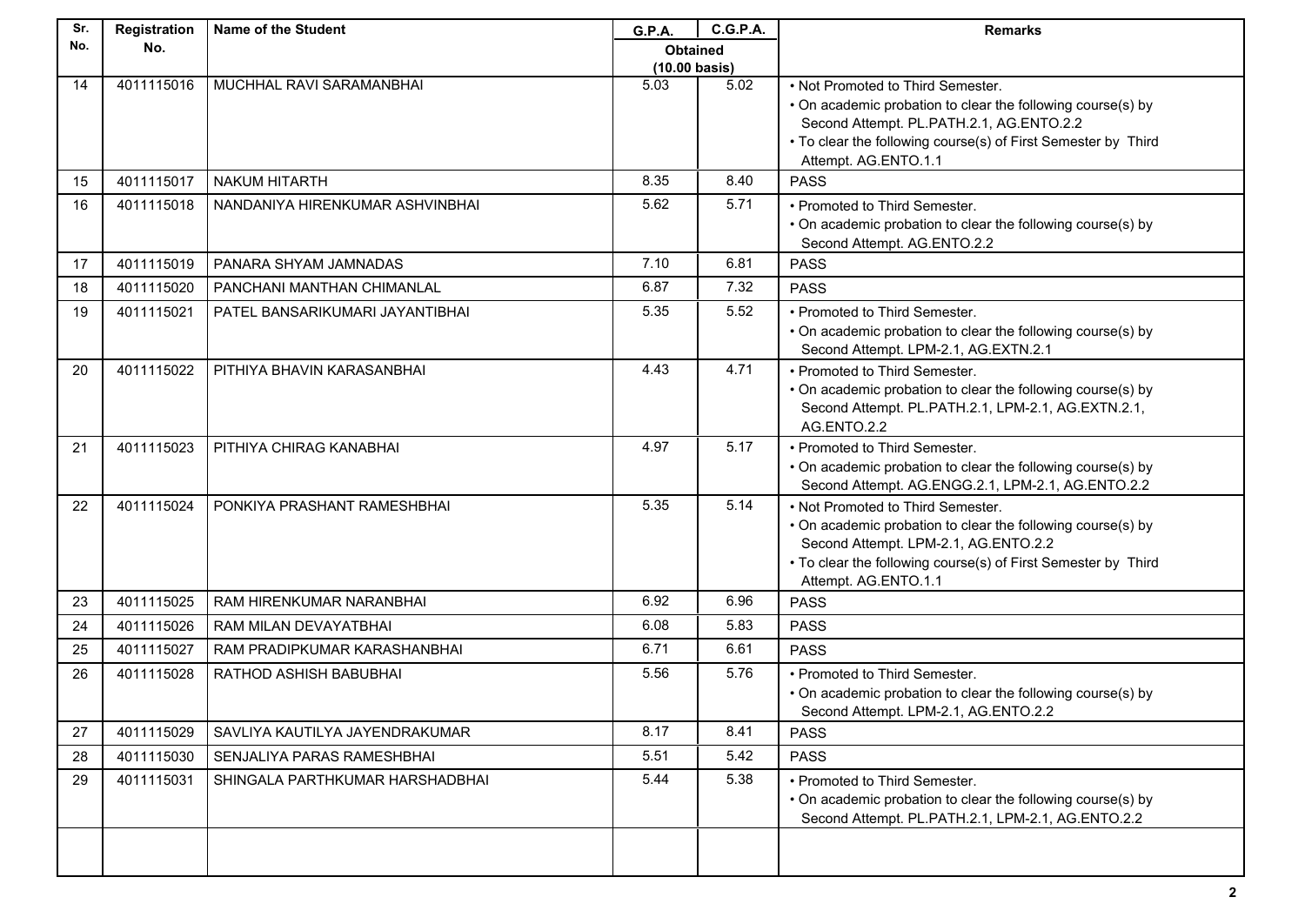| Sr. No. | Registration No. | Name of the Student | G.P.A. | C.G.P.A. | Remarks |
|---|---|---|---|---|---|
| | | | Obtained (10.00 basis) | | |
| 14 | 4011115016 | MUCHHAL RAVI SARAMANBHAI | 5.03 | 5.02 | • Not Promoted to Third Semester. • On academic probation to clear the following course(s) by Second Attempt. PL.PATH.2.1, AG.ENTO.2.2 • To clear the following course(s) of First Semester by Third Attempt. AG.ENTO.1.1 |
| 15 | 4011115017 | NAKUM HITARTH | 8.35 | 8.40 | PASS |
| 16 | 4011115018 | NANDANIYA HIRENKUMAR ASHVINBHAI | 5.62 | 5.71 | • Promoted to Third Semester. • On academic probation to clear the following course(s) by Second Attempt. AG.ENTO.2.2 |
| 17 | 4011115019 | PANARA SHYAM JAMNADAS | 7.10 | 6.81 | PASS |
| 18 | 4011115020 | PANCHANI MANTHAN CHIMANLAL | 6.87 | 7.32 | PASS |
| 19 | 4011115021 | PATEL BANSARIKUMARI JAYANTIBHAI | 5.35 | 5.52 | • Promoted to Third Semester. • On academic probation to clear the following course(s) by Second Attempt. LPM-2.1, AG.EXTN.2.1 |
| 20 | 4011115022 | PITHIYA BHAVIN KARASANBHAI | 4.43 | 4.71 | • Promoted to Third Semester. • On academic probation to clear the following course(s) by Second Attempt. PL.PATH.2.1, LPM-2.1, AG.EXTN.2.1, AG.ENTO.2.2 |
| 21 | 4011115023 | PITHIYA CHIRAG KANABHAI | 4.97 | 5.17 | • Promoted to Third Semester. • On academic probation to clear the following course(s) by Second Attempt. AG.ENGG.2.1, LPM-2.1, AG.ENTO.2.2 |
| 22 | 4011115024 | PONKIYA PRASHANT RAMESHBHAI | 5.35 | 5.14 | • Not Promoted to Third Semester. • On academic probation to clear the following course(s) by Second Attempt. LPM-2.1, AG.ENTO.2.2 • To clear the following course(s) of First Semester by Third Attempt. AG.ENTO.1.1 |
| 23 | 4011115025 | RAM HIRENKUMAR NARANBHAI | 6.92 | 6.96 | PASS |
| 24 | 4011115026 | RAM MILAN DEVAYATBHAI | 6.08 | 5.83 | PASS |
| 25 | 4011115027 | RAM PRADIPKUMAR KARASHANBHAI | 6.71 | 6.61 | PASS |
| 26 | 4011115028 | RATHOD ASHISH BABUBHAI | 5.56 | 5.76 | • Promoted to Third Semester. • On academic probation to clear the following course(s) by Second Attempt. LPM-2.1, AG.ENTO.2.2 |
| 27 | 4011115029 | SAVLIYA KAUTILYA JAYENDRAKUMAR | 8.17 | 8.41 | PASS |
| 28 | 4011115030 | SENJALIYA PARAS RAMESHBHAI | 5.51 | 5.42 | PASS |
| 29 | 4011115031 | SHINGALA PARTHKUMAR HARSHADBHAI | 5.44 | 5.38 | • Promoted to Third Semester. • On academic probation to clear the following course(s) by Second Attempt. PL.PATH.2.1, LPM-2.1, AG.ENTO.2.2 |
| | | | | | |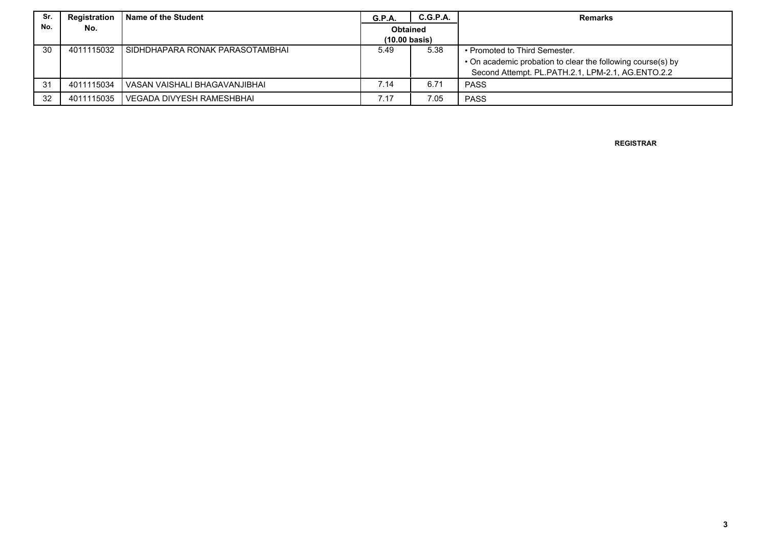| Sr. No. | Registration No. | Name of the Student | G.P.A. | C.G.P.A. | Remarks |
|---|---|---|---|---|---|
| | | | Obtained (10.00 basis) | | |
| 30 | 4011115032 | SIDHDHAPARA RONAK PARASOTAMBHAI | 5.49 | 5.38 | • Promoted to Third Semester. • On academic probation to clear the following course(s) by Second Attempt. PL.PATH.2.1, LPM-2.1, AG.ENTO.2.2 |
| 31 | 4011115034 | VASAN VAISHALI BHAGAVANJIBHAI | 7.14 | 6.71 | PASS |
| 32 | 4011115035 | VEGADA DIVYESH RAMESHBHAI | 7.17 | 7.05 | PASS |

**REGISTRAR**